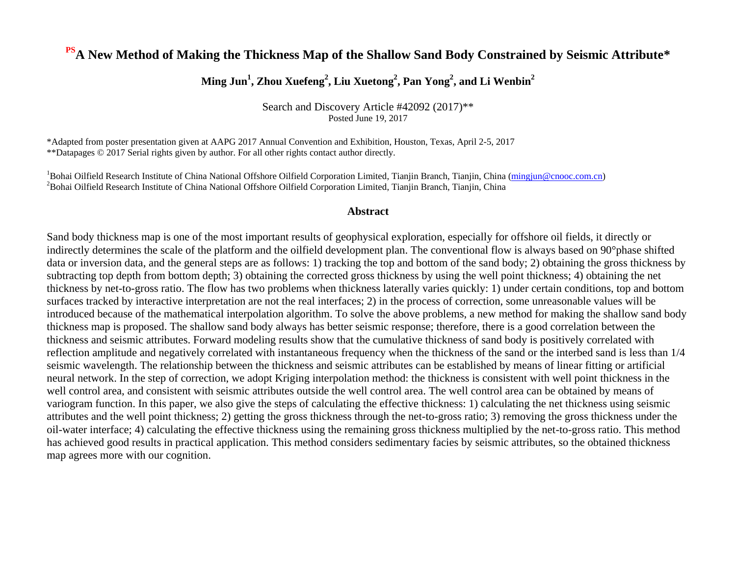# PSA New Method of Making the Thickness Map of the Shallow Sand Body Constrained by Seismic Attribute*

**Ming Jun[1], Zhou Xuefeng[2], Liu Xuetong[2], Pan Yong[2], and Li Wenbin[2]**

Search and Discovery Article #42092 (2017)**
Posted June 19, 2017

*Adapted from poster presentation given at AAPG 2017 Annual Convention and Exhibition, Houston, Texas, April 2-5, 2017
**Datapages © 2017 Serial rights given by author. For all other rights contact author directly.

[1]Bohai Oilfield Research Institute of China National Offshore Oilfield Corporation Limited, Tianjin Branch, Tianjin, China (mingjun@cnooc.com.cn)
[2]Bohai Oilfield Research Institute of China National Offshore Oilfield Corporation Limited, Tianjin Branch, Tianjin, China

## Abstract

Sand body thickness map is one of the most important results of geophysical exploration, especially for offshore oil fields, it directly or indirectly determines the scale of the platform and the oilfield development plan. The conventional flow is always based on 90°phase shifted data or inversion data, and the general steps are as follows: 1) tracking the top and bottom of the sand body; 2) obtaining the gross thickness by subtracting top depth from bottom depth; 3) obtaining the corrected gross thickness by using the well point thickness; 4) obtaining the net thickness by net-to-gross ratio. The flow has two problems when thickness laterally varies quickly: 1) under certain conditions, top and bottom surfaces tracked by interactive interpretation are not the real interfaces; 2) in the process of correction, some unreasonable values will be introduced because of the mathematical interpolation algorithm. To solve the above problems, a new method for making the shallow sand body thickness map is proposed. The shallow sand body always has better seismic response; therefore, there is a good correlation between the thickness and seismic attributes. Forward modeling results show that the cumulative thickness of sand body is positively correlated with reflection amplitude and negatively correlated with instantaneous frequency when the thickness of the sand or the interbed sand is less than 1/4 seismic wavelength. The relationship between the thickness and seismic attributes can be established by means of linear fitting or artificial neural network. In the step of correction, we adopt Kriging interpolation method: the thickness is consistent with well point thickness in the well control area, and consistent with seismic attributes outside the well control area. The well control area can be obtained by means of variogram function. In this paper, we also give the steps of calculating the effective thickness: 1) calculating the net thickness using seismic attributes and the well point thickness; 2) getting the gross thickness through the net-to-gross ratio; 3) removing the gross thickness under the oil-water interface; 4) calculating the effective thickness using the remaining gross thickness multiplied by the net-to-gross ratio. This method has achieved good results in practical application. This method considers sedimentary facies by seismic attributes, so the obtained thickness map agrees more with our cognition.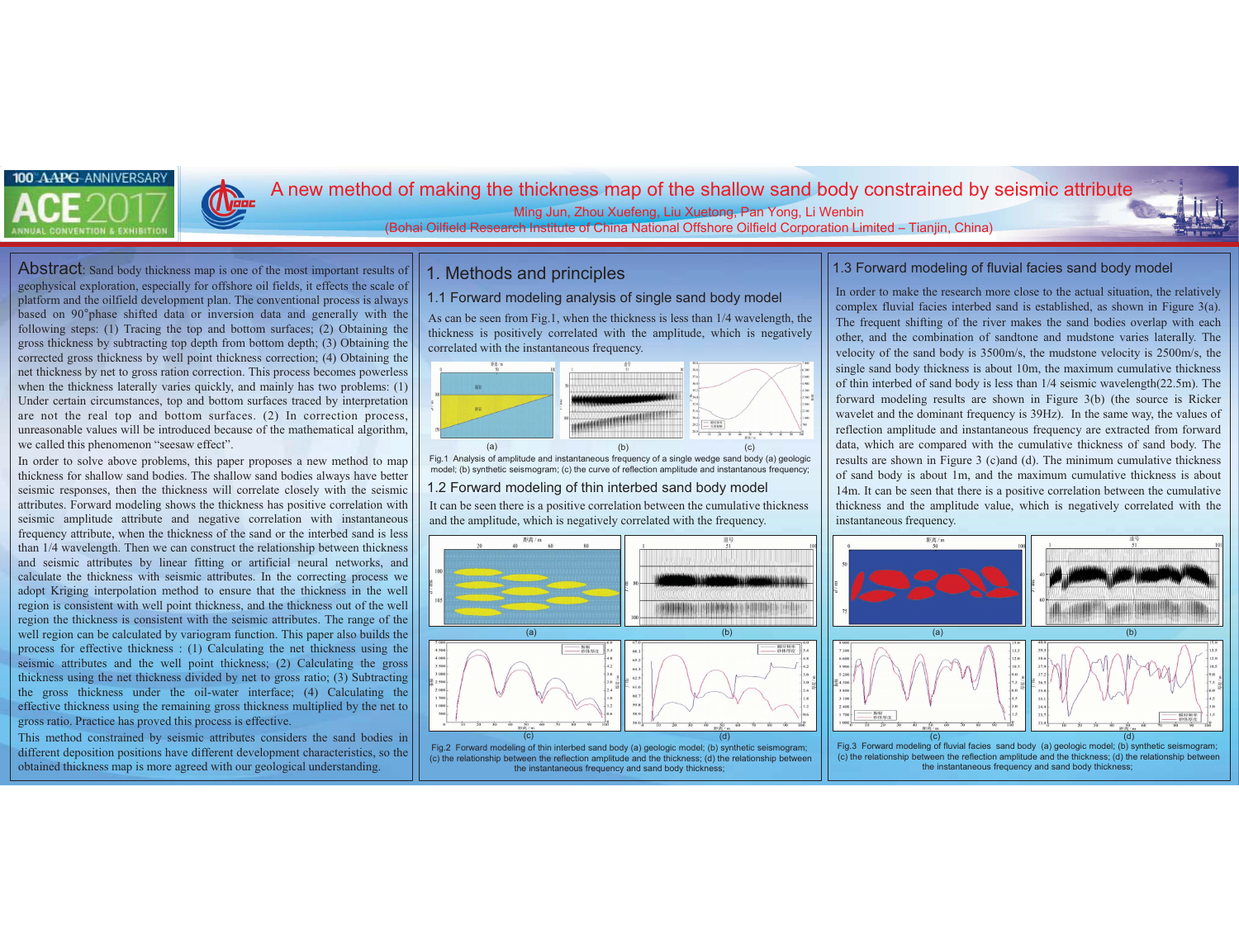# A new method of making the thickness map of the shallow sand body constrained by seismic attribute

Ming Jun, Zhou Xuefeng, Liu Xuetong, Pan Yong, Li Wenbin

(Bohai Oilfield Research Institute of China National Offshore Oilfield Corporation Limited – Tianjin, China)

**Abstract**: Sand body thickness map is one of the most important results of geophysical exploration, especially for offshore oil fields, it effects the scale of platform and the oilfield development plan. The conventional process is always based on 90°phase shifted data or inversion data and generally with the following steps: (1) Tracing the top and bottom surfaces; (2) Obtaining the gross thickness by subtracting top depth from bottom depth; (3) Obtaining the corrected gross thickness by well point thickness correction; (4) Obtaining the net thickness by net to gross ration correction. This process becomes powerless when the thickness laterally varies quickly, and mainly has two problems: (1) Under certain circumstances, top and bottom surfaces traced by interpretation are not the real top and bottom surfaces. (2) In correction process, unreasonable values will be introduced because of the mathematical algorithm, we called this phenomenon "seesaw effect".

In order to solve above problems, this paper proposes a new method to map thickness for shallow sand bodies. The shallow sand bodies always have better seismic responses, then the thickness will correlate closely with the seismic attributes. Forward modeling shows the thickness has positive correlation with seismic amplitude attribute and negative correlation with instantaneous frequency attribute, when the thickness of the sand or the interbed sand is less than 1/4 wavelength. Then we can construct the relationship between thickness and seismic attributes by linear fitting or artificial neural networks, and calculate the thickness with seismic attributes. In the correcting process we adopt Kriging interpolation method to ensure that the thickness in the well region is consistent with well point thickness, and the thickness out of the well region the thickness is consistent with the seismic attributes. The range of the well region can be calculated by variogram function. This paper also builds the process for effective thickness : (1) Calculating the net thickness using the seismic attributes and the well point thickness; (2) Calculating the gross thickness using the net thickness divided by net to gross ratio; (3) Subtracting the gross thickness under the oil-water interface; (4) Calculating the effective thickness using the remaining gross thickness multiplied by the net to gross ratio. Practice has proved this process is effective.

This method constrained by seismic attributes considers the sand bodies in different deposition positions have different development characteristics, so the obtained thickness map is more agreed with our geological understanding.

## 1. Methods and principles

### 1.1 Forward modeling analysis of single sand body model

As can be seen from Fig.1, when the thickness is less than 1/4 wavelength, the thickness is positively correlated with the amplitude, which is negatively correlated with the instantaneous frequency.

Fig.1 Analysis of amplitude and instantaneous frequency of a single wedge sand body (a) geologic model; (b) synthetic seismogram; (c) the curve of reflection amplitude and instantaneous frequency;

### 1.2 Forward modeling of thin interbed sand body model

It can be seen there is a positive correlation between the cumulative thickness and the amplitude, which is negatively correlated with the frequency.

Fig.2 Forward modeling of thin interbed sand body (a) geologic model; (b) synthetic seismogram; (c) the relationship between the reflection amplitude and the thickness; (d) the relationship between the instantaneous frequency and sand body thickness;

### 1.3 Forward modeling of fluvial facies sand body model

In order to make the research more close to the actual situation, the relatively complex fluvial facies interbed sand is established, as shown in Figure 3(a). The frequent shifting of the river makes the sand bodies overlap with each other, and the combination of sandtone and mudstone varies laterally. The velocity of the sand body is 3500m/s, the mudstone velocity is 2500m/s, the single sand body thickness is about 10m, the maximum cumulative thickness of thin interbed of sand body is less than 1/4 seismic wavelength(22.5m). The forward modeling results are shown in Figure 3(b) (the source is Ricker wavelet and the dominant frequency is 39Hz). In the same way, the values of reflection amplitude and instantaneous frequency are extracted from forward data, which are compared with the cumulative thickness of sand body. The results are shown in Figure 3 (c)and (d). The minimum cumulative thickness of sand body is about 1m, and the maximum cumulative thickness is about 14m. It can be seen that there is a positive correlation between the cumulative thickness and the amplitude value, which is negatively correlated with the instantaneous frequency.

Fig.3 Forward modeling of fluvial facies sand body (a) geologic model; (b) synthetic seismogram; (c) the relationship between the reflection amplitude and the thickness; (d) the relationship between the instantaneous frequency and sand body thickness;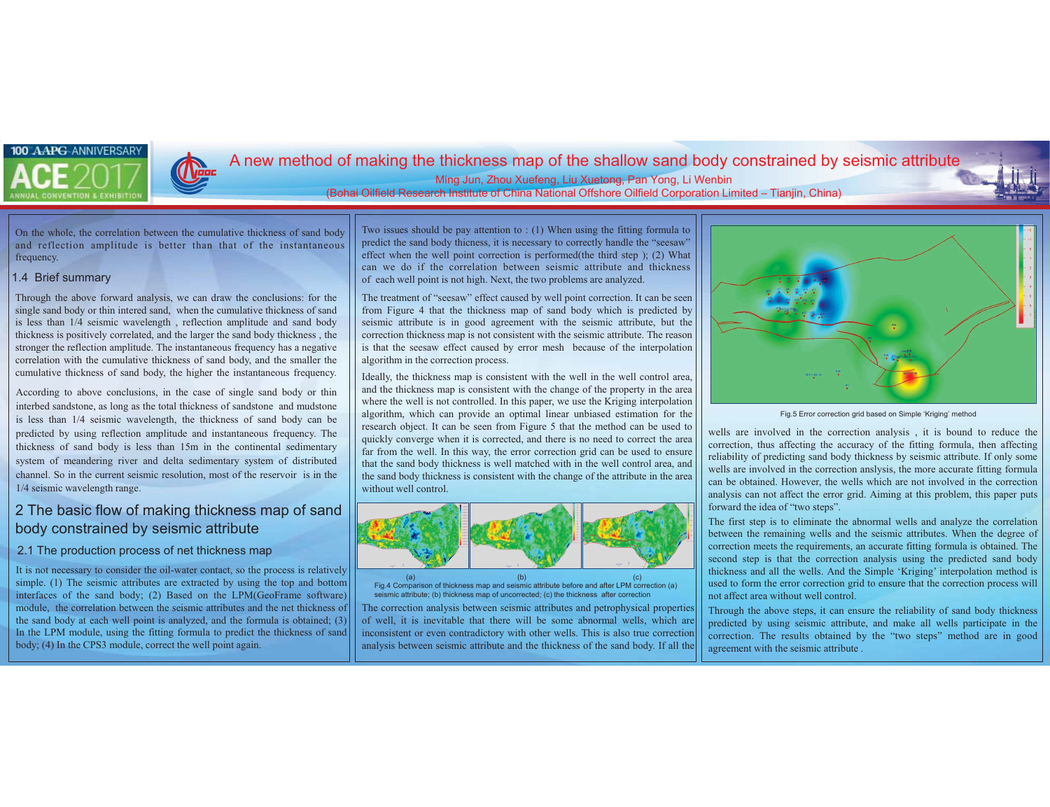# A new method of making the thickness map of the shallow sand body constrained by seismic attribute

Ming Jun, Zhou Xuefeng, Liu Xuetong, Pan Yong, Li Wenbin

(Bohai Oilfield Research Institute of China National Offshore Oilfield Corporation Limited – Tianjin, China)

On the whole, the correlation between the cumulative thickness of sand body and reflection amplitude is better than that of the instantaneous frequency.

### 1.4 Brief summary

Through the above forward analysis, we can draw the conclusions: for the single sand body or thin intered sand, when the cumulative thickness of sand is less than 1/4 seismic wavelength , reflection amplitude and sand body thickness is positively correlated, and the larger the sand body thickness , the stronger the reflection amplitude. The instantaneous frequency has a negative correlation with the cumulative thickness of sand body, and the smaller the cumulative thickness of sand body, the higher the instantaneous frequency.

According to above conclusions, in the case of single sand body or thin interbed sandstone, as long as the total thickness of sandstone and mudstone is less than 1/4 seismic wavelength, the thickness of sand body can be predicted by using reflection amplitude and instantaneous frequency. The thickness of sand body is less than 15m in the continental sedimentary system of meandering river and delta sedimentary system of distributed channel. So in the current seismic resolution, most of the reservoir is in the 1/4 seismic wavelength range.

## 2 The basic flow of making thickness map of sand body constrained by seismic attribute

### 2.1 The production process of net thickness map

It is not necessary to consider the oil-water contact, so the process is relatively simple. (1) The seismic attributes are extracted by using the top and bottom interfaces of the sand body; (2) Based on the LPM(GeoFrame software) module, the correlation between the seismic attributes and the net thickness of the sand body at each well point is analyzed, and the formula is obtained; (3) In the LPM module, using the fitting formula to predict the thickness of sand body; (4) In the CPS3 module, correct the well point again.

Two issues should be pay attention to : (1) When using the fitting formula to predict the sand body thicness, it is necessary to correctly handle the "seesaw" effect when the well point correction is performed(the third step ); (2) What can we do if the correlation between seismic attribute and thickness of each well point is not high. Next, the two problems are analyzed.

The treatment of "seesaw" effect caused by well point correction. It can be seen from Figure 4 that the thickness map of sand body which is predicted by seismic attribute is in good agreement with the seismic attribute, but the correction thickness map is not consistent with the seismic attribute. The reason is that the seesaw effect caused by error mesh because of the interpolation algorithm in the correction process.

Ideally, the thickness map is consistent with the well in the well control area, and the thickness map is consistent with the change of the property in the area where the well is not controlled. In this paper, we use the Kriging interpolation algorithm, which can provide an optimal linear unbiased estimation for the research object. It can be seen from Figure 5 that the method can be used to quickly converge when it is corrected, and there is no need to correct the area far from the well. In this way, the error correction grid can be used to ensure that the sand body thickness is well matched with in the well control area, and the sand body thickness is consistent with the change of the attribute in the area without well control.

(a) (b) (c)

Fig.4 Comparison of thickness map and seismic attribute before and after LPM correction (a) seismic attribute; (b) thickness map of uncorrected; (c) the thickness after correction

The correction analysis between seismic attributes and petrophysical properties of well, it is inevitable that there will be some abnormal wells, which are inconsistent or even contradictory with other wells. This is also true correction analysis between seismic attribute and the thickness of the sand body. If all the wells are involved in the correction analysis , it is bound to reduce the correction, thus affecting the accuracy of the fitting formula, then affecting reliability of predicting sand body thickness by seismic attribute. If only some wells are involved in the correction anslysis, the more accurate fitting formula can be obtained. However, the wells which are not involved in the correction analysis can not affect the error grid. Aiming at this problem, this paper puts forward the idea of "two steps".

Fig.5 Error correction grid based on Simple 'Kriging' method

The first step is to eliminate the abnormal wells and analyze the correlation between the remaining wells and the seismic attributes. When the degree of correction meets the requirements, an accurate fitting formula is obtained. The second step is that the correction analysis using the predicted sand body thickness and all the wells. And the Simple 'Kriging' interpolation method is used to form the error correction grid to ensure that the correction process will not affect area without well control.

Through the above steps, it can ensure the reliability of sand body thickness predicted by using seismic attribute, and make all wells participate in the correction. The results obtained by the "two steps" method are in good agreement with the seismic attribute .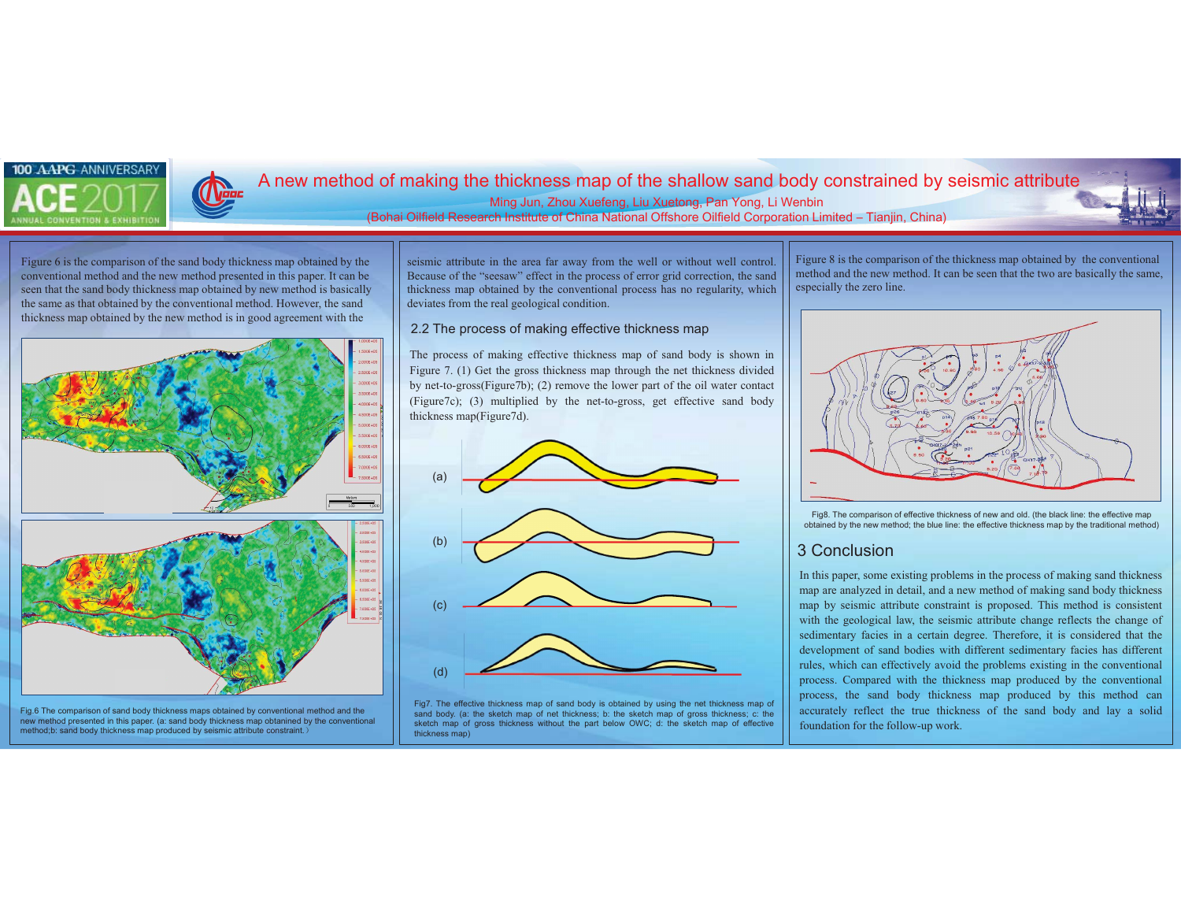# A new method of making the thickness map of the shallow sand body constrained by seismic attribute

Ming Jun, Zhou Xuefeng, Liu Xuetong, Pan Yong, Li Wenbin

(Bohai Oilfield Research Institute of China National Offshore Oilfield Corporation Limited – Tianjin, China)

Figure 6 is the comparison of the sand body thickness map obtained by the conventional method and the new method presented in this paper. It can be seen that the sand body thickness map obtained by new method is basically the same as that obtained by the conventional method. However, the sand thickness map obtained by the new method is in good agreement with the seismic attribute in the area far away from the well or without well control. Because of the "seesaw" effect in the process of error grid correction, the sand thickness map obtained by the conventional process has no regularity, which deviates from the real geological condition.

Fig.6 The comparison of sand body thickness maps obtained by conventional method and the new method presented in this paper. (a: sand body thickness map obtained by the conventional method;b: sand body thickness map produced by seismic attribute constraint.)

## 2.2 The process of making effective thickness map

The process of making effective thickness map of sand body is shown in Figure 7. (1) Get the gross thickness map through the net thickness divided by net-to-gross(Figure7b); (2) remove the lower part of the oil water contact (Figure7c); (3) multiplied by the net-to-gross, get effective sand body thickness map(Figure7d).

(a)

(b)

(c)

(d)

Fig7. The effective thickness map of sand body is obtained by using the net thickness map of sand body. (a: the sketch map of net thickness; b: the sketch map of gross thickness; c: the sketch map of gross thickness without the part below OWC; d: the sketch map of effective thickness map)

Figure 8 is the comparison of the thickness map obtained by the conventional method and the new method. It can be seen that the two are basically the same, especially the zero line.

Fig8. The comparison of effective thickness of new and old. (the black line: the effective map obtained by the new method; the blue line: the effective thickness map by the traditional method)

## 3 Conclusion

In this paper, some existing problems in the process of making sand thickness map are analyzed in detail, and a new method of making sand body thickness map by seismic attribute constraint is proposed. This method is consistent with the geological law, the seismic attribute change reflects the change of sedimentary facies in a certain degree. Therefore, it is considered that the development of sand bodies with different sedimentary facies has different rules, which can effectively avoid the problems existing in the conventional process. Compared with the thickness map produced by the conventional process, the sand body thickness map produced by this method can accurately reflect the true thickness of the sand body and lay a solid foundation for the follow-up work.